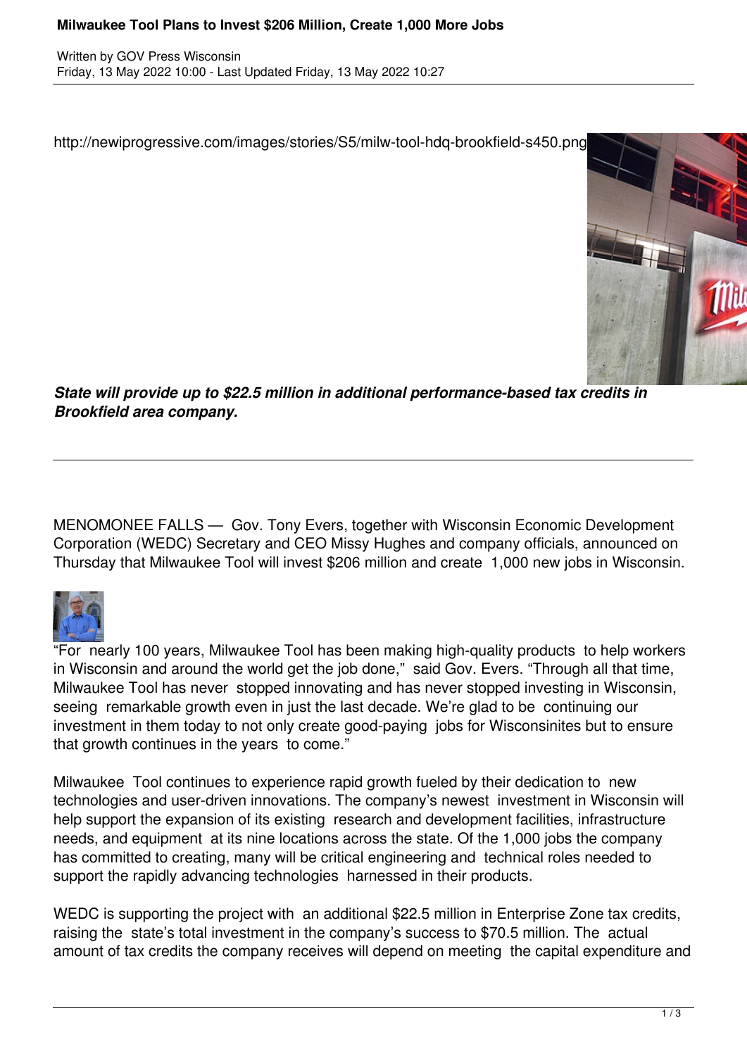# Milwaukee Tool Plans to Invest $206 Million, Create 1,000 More Jobs

Written by GOV Press Wisconsin
Friday, 13 May 2022 10:00 - Last Updated Friday, 13 May 2022 10:27

http://newiprogressive.com/images/stories/S5/milw-tool-hdq-brookfield-s450.png

***State will provide up to $22.5 million in additional performance-based tax credits in Brookfield area company.***

---

MENOMONEE FALLS — Gov. Tony Evers, together with Wisconsin Economic Development Corporation (WEDC) Secretary and CEO Missy Hughes and company officials, announced on Thursday that Milwaukee Tool will invest $206 million and create 1,000 new jobs in Wisconsin.

"For nearly 100 years, Milwaukee Tool has been making high-quality products to help workers in Wisconsin and around the world get the job done," said Gov. Evers. "Through all that time, Milwaukee Tool has never stopped innovating and has never stopped investing in Wisconsin, seeing remarkable growth even in just the last decade. We're glad to be continuing our investment in them today to not only create good-paying jobs for Wisconsinites but to ensure that growth continues in the years to come."

Milwaukee Tool continues to experience rapid growth fueled by their dedication to new technologies and user-driven innovations. The company's newest investment in Wisconsin will help support the expansion of its existing research and development facilities, infrastructure needs, and equipment at its nine locations across the state. Of the 1,000 jobs the company has committed to creating, many will be critical engineering and technical roles needed to support the rapidly advancing technologies harnessed in their products.

WEDC is supporting the project with an additional $22.5 million in Enterprise Zone tax credits, raising the state's total investment in the company's success to $70.5 million. The actual amount of tax credits the company receives will depend on meeting the capital expenditure and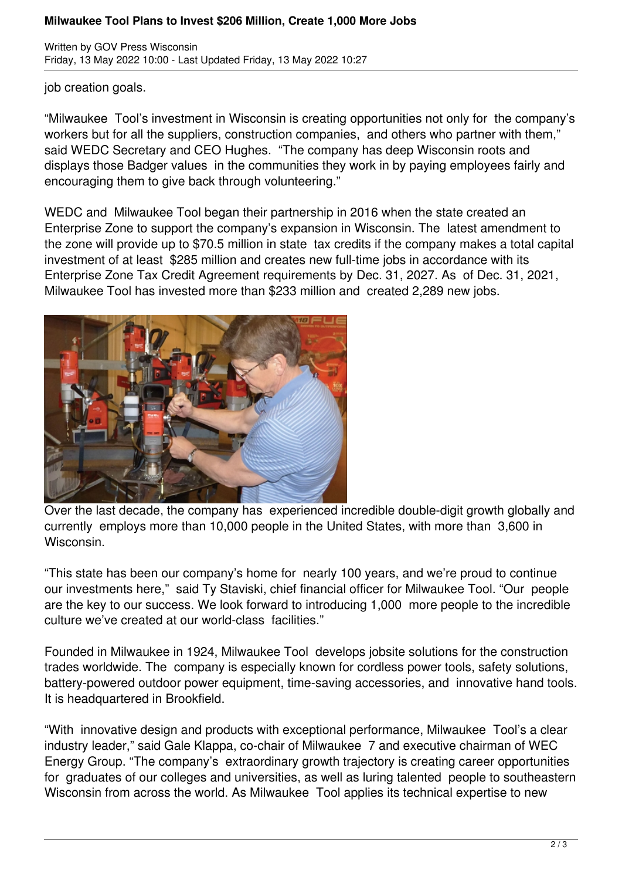job creation goals.

"Milwaukee Tool's investment in Wisconsin is creating opportunities not only for the company's workers but for all the suppliers, construction companies, and others who partner with them," said WEDC Secretary and CEO Hughes. "The company has deep Wisconsin roots and displays those Badger values in the communities they work in by paying employees fairly and encouraging them to give back through volunteering."

WEDC and Milwaukee Tool began their partnership in 2016 when the state created an Enterprise Zone to support the company's expansion in Wisconsin. The latest amendment to the zone will provide up to $70.5 million in state tax credits if the company makes a total capital investment of at least $285 million and creates new full-time jobs in accordance with its Enterprise Zone Tax Credit Agreement requirements by Dec. 31, 2027. As of Dec. 31, 2021, Milwaukee Tool has invested more than $233 million and created 2,289 new jobs.

Over the last decade, the company has experienced incredible double-digit growth globally and currently employs more than 10,000 people in the United States, with more than 3,600 in Wisconsin.

"This state has been our company's home for nearly 100 years, and we're proud to continue our investments here," said Ty Staviski, chief financial officer for Milwaukee Tool. "Our people are the key to our success. We look forward to introducing 1,000 more people to the incredible culture we've created at our world-class facilities."

Founded in Milwaukee in 1924, Milwaukee Tool develops jobsite solutions for the construction trades worldwide. The company is especially known for cordless power tools, safety solutions, battery-powered outdoor power equipment, time-saving accessories, and innovative hand tools. It is headquartered in Brookfield.

"With innovative design and products with exceptional performance, Milwaukee Tool's a clear industry leader," said Gale Klappa, co-chair of Milwaukee 7 and executive chairman of WEC Energy Group. "The company's extraordinary growth trajectory is creating career opportunities for graduates of our colleges and universities, as well as luring talented people to southeastern Wisconsin from across the world. As Milwaukee Tool applies its technical expertise to new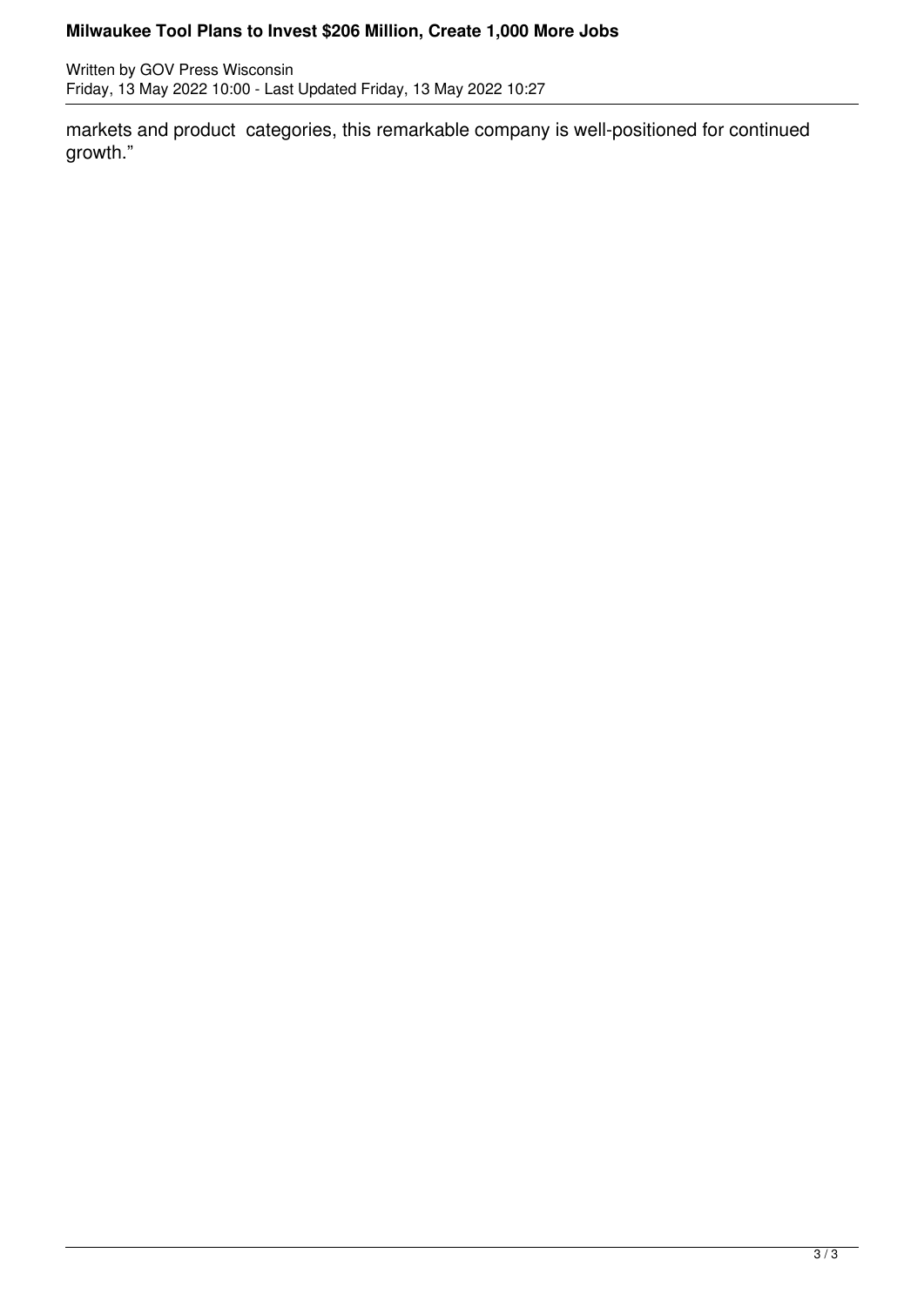markets and product categories, this remarkable company is well-positioned for continued growth."